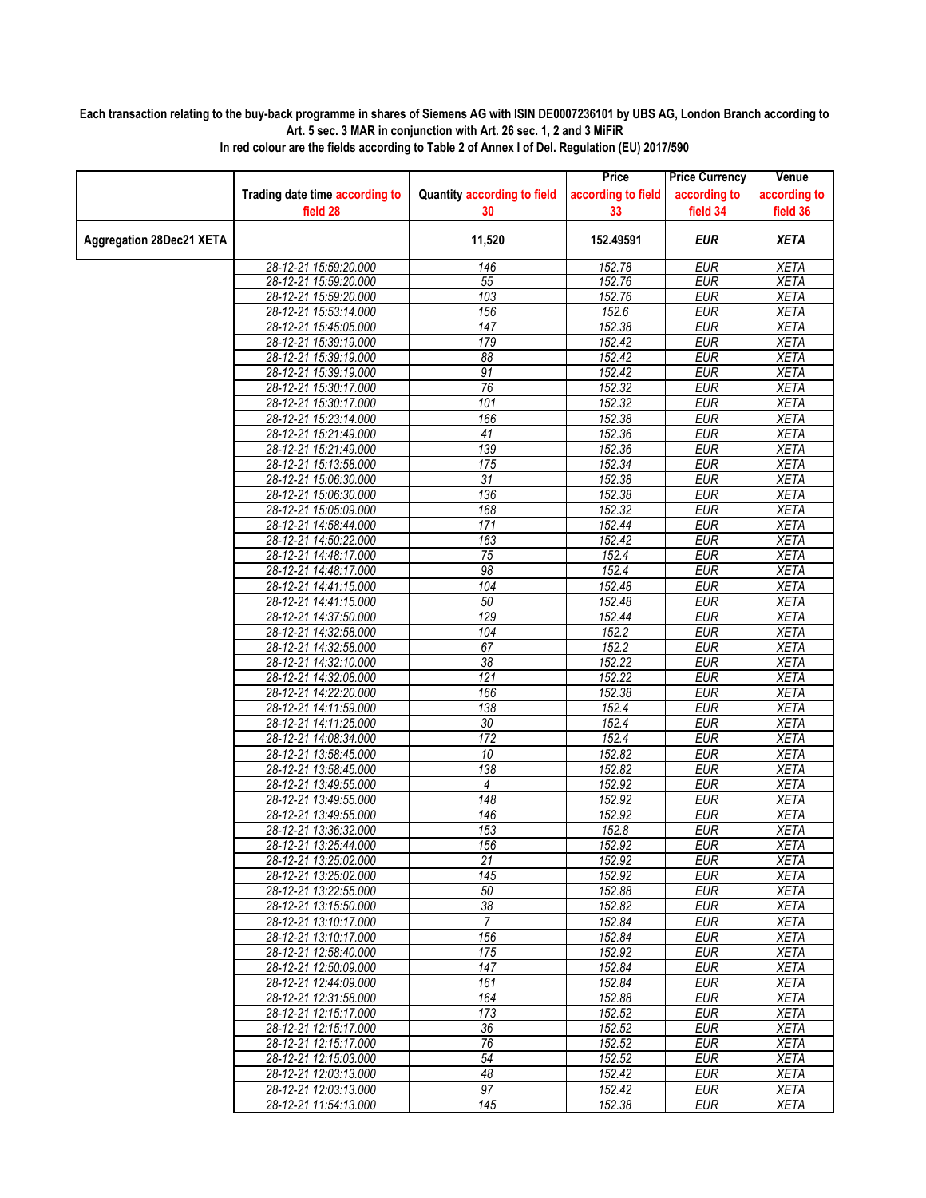**Each transaction relating to the buy-back programme in shares of Siemens AG with ISIN DE0007236101 by UBS AG, London Branch according to Art. 5 sec. 3 MAR in conjunction with Art. 26 sec. 1, 2 and 3 MiFiR**

**In red colour are the fields according to Table 2 of Annex I of Del. Regulation (EU) 2017/590**

| | Trading date time according to field 28 | Quantity according to field 30 | Price according to field 33 | Price Currency according to field 34 | Venue according to field 36 |
|---|---|---|---|---|---|
| **Aggregation 28Dec21 XETA** | | **11,520** | **152.49591** | **EUR** | **XETA** |
| | 28-12-21 15:59:20.000 | 146 | 152.78 | EUR | XETA |
| | 28-12-21 15:59:20.000 | 55 | 152.76 | EUR | XETA |
| | 28-12-21 15:59:20.000 | 103 | 152.76 | EUR | XETA |
| | 28-12-21 15:53:14.000 | 156 | 152.6 | EUR | XETA |
| | 28-12-21 15:45:05.000 | 147 | 152.38 | EUR | XETA |
| | 28-12-21 15:39:19.000 | 179 | 152.42 | EUR | XETA |
| | 28-12-21 15:39:19.000 | 88 | 152.42 | EUR | XETA |
| | 28-12-21 15:39:19.000 | 91 | 152.42 | EUR | XETA |
| | 28-12-21 15:30:17.000 | 76 | 152.32 | EUR | XETA |
| | 28-12-21 15:30:17.000 | 101 | 152.32 | EUR | XETA |
| | 28-12-21 15:23:14.000 | 166 | 152.38 | EUR | XETA |
| | 28-12-21 15:21:49.000 | 41 | 152.36 | EUR | XETA |
| | 28-12-21 15:21:49.000 | 139 | 152.36 | EUR | XETA |
| | 28-12-21 15:13:58.000 | 175 | 152.34 | EUR | XETA |
| | 28-12-21 15:06:30.000 | 31 | 152.38 | EUR | XETA |
| | 28-12-21 15:06:30.000 | 136 | 152.38 | EUR | XETA |
| | 28-12-21 15:05:09.000 | 168 | 152.32 | EUR | XETA |
| | 28-12-21 14:58:44.000 | 171 | 152.44 | EUR | XETA |
| | 28-12-21 14:50:22.000 | 163 | 152.42 | EUR | XETA |
| | 28-12-21 14:48:17.000 | 75 | 152.4 | EUR | XETA |
| | 28-12-21 14:48:17.000 | 98 | 152.4 | EUR | XETA |
| | 28-12-21 14:41:15.000 | 104 | 152.48 | EUR | XETA |
| | 28-12-21 14:41:15.000 | 50 | 152.48 | EUR | XETA |
| | 28-12-21 14:37:50.000 | 129 | 152.44 | EUR | XETA |
| | 28-12-21 14:32:58.000 | 104 | 152.2 | EUR | XETA |
| | 28-12-21 14:32:58.000 | 67 | 152.2 | EUR | XETA |
| | 28-12-21 14:32:10.000 | 38 | 152.22 | EUR | XETA |
| | 28-12-21 14:32:08.000 | 121 | 152.22 | EUR | XETA |
| | 28-12-21 14:22:20.000 | 166 | 152.38 | EUR | XETA |
| | 28-12-21 14:11:59.000 | 138 | 152.4 | EUR | XETA |
| | 28-12-21 14:11:25.000 | 30 | 152.4 | EUR | XETA |
| | 28-12-21 14:08:34.000 | 172 | 152.4 | EUR | XETA |
| | 28-12-21 13:58:45.000 | 10 | 152.82 | EUR | XETA |
| | 28-12-21 13:58:45.000 | 138 | 152.82 | EUR | XETA |
| | 28-12-21 13:49:55.000 | 4 | 152.92 | EUR | XETA |
| | 28-12-21 13:49:55.000 | 148 | 152.92 | EUR | XETA |
| | 28-12-21 13:49:55.000 | 146 | 152.92 | EUR | XETA |
| | 28-12-21 13:36:32.000 | 153 | 152.8 | EUR | XETA |
| | 28-12-21 13:25:44.000 | 156 | 152.92 | EUR | XETA |
| | 28-12-21 13:25:02.000 | 21 | 152.92 | EUR | XETA |
| | 28-12-21 13:25:02.000 | 145 | 152.92 | EUR | XETA |
| | 28-12-21 13:22:55.000 | 50 | 152.88 | EUR | XETA |
| | 28-12-21 13:15:50.000 | 38 | 152.82 | EUR | XETA |
| | 28-12-21 13:10:17.000 | 7 | 152.84 | EUR | XETA |
| | 28-12-21 13:10:17.000 | 156 | 152.84 | EUR | XETA |
| | 28-12-21 12:58:40.000 | 175 | 152.92 | EUR | XETA |
| | 28-12-21 12:50:09.000 | 147 | 152.84 | EUR | XETA |
| | 28-12-21 12:44:09.000 | 161 | 152.84 | EUR | XETA |
| | 28-12-21 12:31:58.000 | 164 | 152.88 | EUR | XETA |
| | 28-12-21 12:15:17.000 | 173 | 152.52 | EUR | XETA |
| | 28-12-21 12:15:17.000 | 36 | 152.52 | EUR | XETA |
| | 28-12-21 12:15:17.000 | 76 | 152.52 | EUR | XETA |
| | 28-12-21 12:15:03.000 | 54 | 152.52 | EUR | XETA |
| | 28-12-21 12:03:13.000 | 48 | 152.42 | EUR | XETA |
| | 28-12-21 12:03:13.000 | 97 | 152.42 | EUR | XETA |
| | 28-12-21 11:54:13.000 | 145 | 152.38 | EUR | XETA |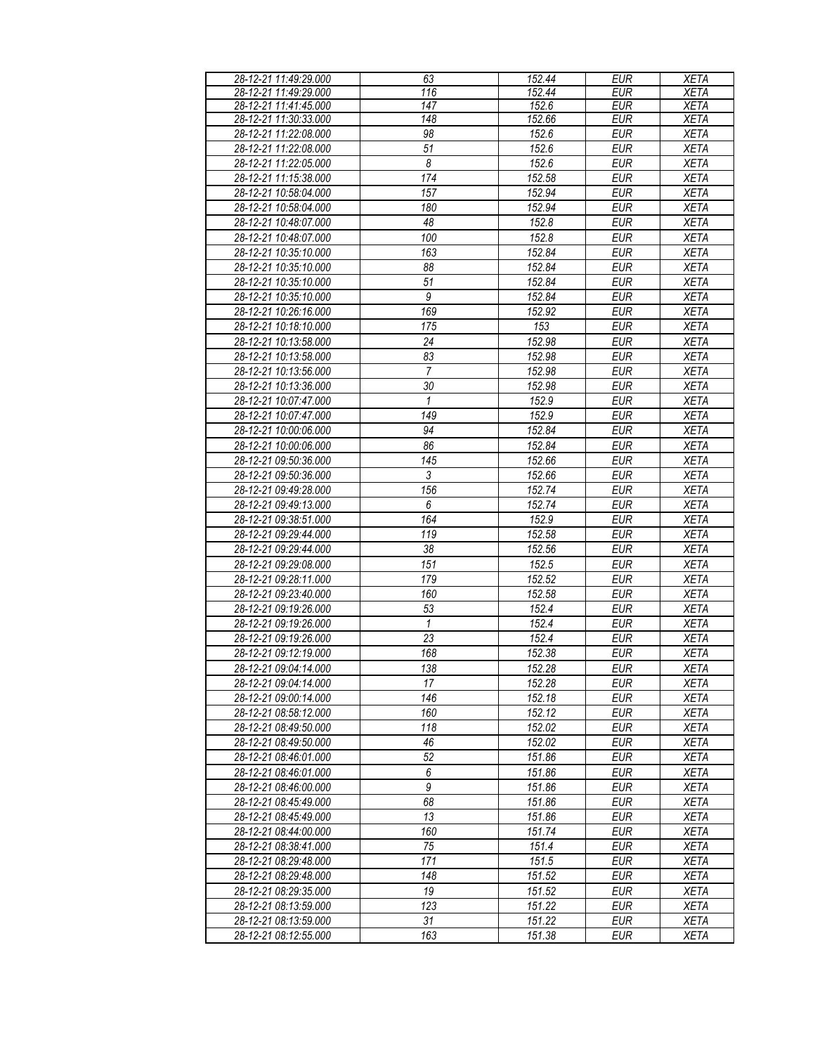| 28-12-21 11:49:29.000 | 63 | 152.44 | EUR | XETA |
|---|---|---|---|---|
| 28-12-21 11:49:29.000 | 116 | 152.44 | EUR | XETA |
| 28-12-21 11:41:45.000 | 147 | 152.6 | EUR | XETA |
| 28-12-21 11:30:33.000 | 148 | 152.66 | EUR | XETA |
| 28-12-21 11:22:08.000 | 98 | 152.6 | EUR | XETA |
| 28-12-21 11:22:08.000 | 51 | 152.6 | EUR | XETA |
| 28-12-21 11:22:05.000 | 8 | 152.6 | EUR | XETA |
| 28-12-21 11:15:38.000 | 174 | 152.58 | EUR | XETA |
| 28-12-21 10:58:04.000 | 157 | 152.94 | EUR | XETA |
| 28-12-21 10:58:04.000 | 180 | 152.94 | EUR | XETA |
| 28-12-21 10:48:07.000 | 48 | 152.8 | EUR | XETA |
| 28-12-21 10:48:07.000 | 100 | 152.8 | EUR | XETA |
| 28-12-21 10:35:10.000 | 163 | 152.84 | EUR | XETA |
| 28-12-21 10:35:10.000 | 88 | 152.84 | EUR | XETA |
| 28-12-21 10:35:10.000 | 51 | 152.84 | EUR | XETA |
| 28-12-21 10:35:10.000 | 9 | 152.84 | EUR | XETA |
| 28-12-21 10:26:16.000 | 169 | 152.92 | EUR | XETA |
| 28-12-21 10:18:10.000 | 175 | 153 | EUR | XETA |
| 28-12-21 10:13:58.000 | 24 | 152.98 | EUR | XETA |
| 28-12-21 10:13:58.000 | 83 | 152.98 | EUR | XETA |
| 28-12-21 10:13:56.000 | 7 | 152.98 | EUR | XETA |
| 28-12-21 10:13:36.000 | 30 | 152.98 | EUR | XETA |
| 28-12-21 10:07:47.000 | 1 | 152.9 | EUR | XETA |
| 28-12-21 10:07:47.000 | 149 | 152.9 | EUR | XETA |
| 28-12-21 10:00:06.000 | 94 | 152.84 | EUR | XETA |
| 28-12-21 10:00:06.000 | 86 | 152.84 | EUR | XETA |
| 28-12-21 09:50:36.000 | 145 | 152.66 | EUR | XETA |
| 28-12-21 09:50:36.000 | 3 | 152.66 | EUR | XETA |
| 28-12-21 09:49:28.000 | 156 | 152.74 | EUR | XETA |
| 28-12-21 09:49:13.000 | 6 | 152.74 | EUR | XETA |
| 28-12-21 09:38:51.000 | 164 | 152.9 | EUR | XETA |
| 28-12-21 09:29:44.000 | 119 | 152.58 | EUR | XETA |
| 28-12-21 09:29:44.000 | 38 | 152.56 | EUR | XETA |
| 28-12-21 09:29:08.000 | 151 | 152.5 | EUR | XETA |
| 28-12-21 09:28:11.000 | 179 | 152.52 | EUR | XETA |
| 28-12-21 09:23:40.000 | 160 | 152.58 | EUR | XETA |
| 28-12-21 09:19:26.000 | 53 | 152.4 | EUR | XETA |
| 28-12-21 09:19:26.000 | 1 | 152.4 | EUR | XETA |
| 28-12-21 09:19:26.000 | 23 | 152.4 | EUR | XETA |
| 28-12-21 09:12:19.000 | 168 | 152.38 | EUR | XETA |
| 28-12-21 09:04:14.000 | 138 | 152.28 | EUR | XETA |
| 28-12-21 09:04:14.000 | 17 | 152.28 | EUR | XETA |
| 28-12-21 09:00:14.000 | 146 | 152.18 | EUR | XETA |
| 28-12-21 08:58:12.000 | 160 | 152.12 | EUR | XETA |
| 28-12-21 08:49:50.000 | 118 | 152.02 | EUR | XETA |
| 28-12-21 08:49:50.000 | 46 | 152.02 | EUR | XETA |
| 28-12-21 08:46:01.000 | 52 | 151.86 | EUR | XETA |
| 28-12-21 08:46:01.000 | 6 | 151.86 | EUR | XETA |
| 28-12-21 08:46:00.000 | 9 | 151.86 | EUR | XETA |
| 28-12-21 08:45:49.000 | 68 | 151.86 | EUR | XETA |
| 28-12-21 08:45:49.000 | 13 | 151.86 | EUR | XETA |
| 28-12-21 08:44:00.000 | 160 | 151.74 | EUR | XETA |
| 28-12-21 08:38:41.000 | 75 | 151.4 | EUR | XETA |
| 28-12-21 08:29:48.000 | 171 | 151.5 | EUR | XETA |
| 28-12-21 08:29:48.000 | 148 | 151.52 | EUR | XETA |
| 28-12-21 08:29:35.000 | 19 | 151.52 | EUR | XETA |
| 28-12-21 08:13:59.000 | 123 | 151.22 | EUR | XETA |
| 28-12-21 08:13:59.000 | 31 | 151.22 | EUR | XETA |
| 28-12-21 08:12:55.000 | 163 | 151.38 | EUR | XETA |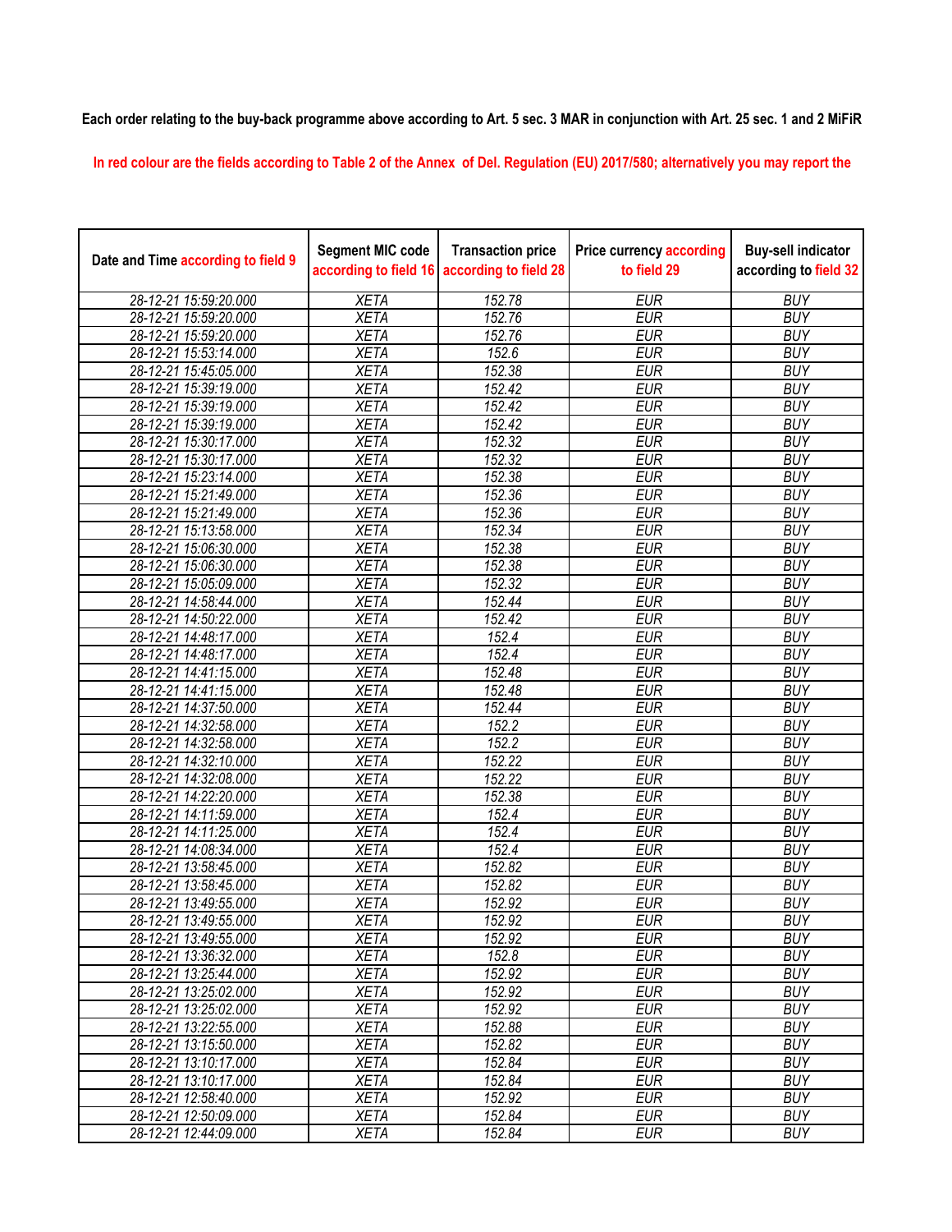**Each order relating to the buy-back programme above according to Art. 5 sec. 3 MAR in conjunction with Art. 25 sec. 1 and 2 MiFiR**

In red colour are the fields according to Table 2 of the Annex of Del. Regulation (EU) 2017/580; alternatively you may report the

| Date and Time according to field 9 | Segment MIC code according to field 16 | Transaction price according to field 28 | Price currency according to field 29 | Buy-sell indicator according to field 32 |
|---|---|---|---|---|
| 28-12-21 15:59:20.000 | XETA | 152.78 | EUR | BUY |
| 28-12-21 15:59:20.000 | XETA | 152.76 | EUR | BUY |
| 28-12-21 15:59:20.000 | XETA | 152.76 | EUR | BUY |
| 28-12-21 15:53:14.000 | XETA | 152.6 | EUR | BUY |
| 28-12-21 15:45:05.000 | XETA | 152.38 | EUR | BUY |
| 28-12-21 15:39:19.000 | XETA | 152.42 | EUR | BUY |
| 28-12-21 15:39:19.000 | XETA | 152.42 | EUR | BUY |
| 28-12-21 15:39:19.000 | XETA | 152.42 | EUR | BUY |
| 28-12-21 15:30:17.000 | XETA | 152.32 | EUR | BUY |
| 28-12-21 15:30:17.000 | XETA | 152.32 | EUR | BUY |
| 28-12-21 15:23:14.000 | XETA | 152.38 | EUR | BUY |
| 28-12-21 15:21:49.000 | XETA | 152.36 | EUR | BUY |
| 28-12-21 15:21:49.000 | XETA | 152.36 | EUR | BUY |
| 28-12-21 15:13:58.000 | XETA | 152.34 | EUR | BUY |
| 28-12-21 15:06:30.000 | XETA | 152.38 | EUR | BUY |
| 28-12-21 15:06:30.000 | XETA | 152.38 | EUR | BUY |
| 28-12-21 15:05:09.000 | XETA | 152.32 | EUR | BUY |
| 28-12-21 14:58:44.000 | XETA | 152.44 | EUR | BUY |
| 28-12-21 14:50:22.000 | XETA | 152.42 | EUR | BUY |
| 28-12-21 14:48:17.000 | XETA | 152.4 | EUR | BUY |
| 28-12-21 14:48:17.000 | XETA | 152.4 | EUR | BUY |
| 28-12-21 14:41:15.000 | XETA | 152.48 | EUR | BUY |
| 28-12-21 14:41:15.000 | XETA | 152.48 | EUR | BUY |
| 28-12-21 14:37:50.000 | XETA | 152.44 | EUR | BUY |
| 28-12-21 14:32:58.000 | XETA | 152.2 | EUR | BUY |
| 28-12-21 14:32:58.000 | XETA | 152.2 | EUR | BUY |
| 28-12-21 14:32:10.000 | XETA | 152.22 | EUR | BUY |
| 28-12-21 14:32:08.000 | XETA | 152.22 | EUR | BUY |
| 28-12-21 14:22:20.000 | XETA | 152.38 | EUR | BUY |
| 28-12-21 14:11:59.000 | XETA | 152.4 | EUR | BUY |
| 28-12-21 14:11:25.000 | XETA | 152.4 | EUR | BUY |
| 28-12-21 14:08:34.000 | XETA | 152.4 | EUR | BUY |
| 28-12-21 13:58:45.000 | XETA | 152.82 | EUR | BUY |
| 28-12-21 13:58:45.000 | XETA | 152.82 | EUR | BUY |
| 28-12-21 13:49:55.000 | XETA | 152.92 | EUR | BUY |
| 28-12-21 13:49:55.000 | XETA | 152.92 | EUR | BUY |
| 28-12-21 13:49:55.000 | XETA | 152.92 | EUR | BUY |
| 28-12-21 13:36:32.000 | XETA | 152.8 | EUR | BUY |
| 28-12-21 13:25:44.000 | XETA | 152.92 | EUR | BUY |
| 28-12-21 13:25:02.000 | XETA | 152.92 | EUR | BUY |
| 28-12-21 13:25:02.000 | XETA | 152.92 | EUR | BUY |
| 28-12-21 13:22:55.000 | XETA | 152.88 | EUR | BUY |
| 28-12-21 13:15:50.000 | XETA | 152.82 | EUR | BUY |
| 28-12-21 13:10:17.000 | XETA | 152.84 | EUR | BUY |
| 28-12-21 13:10:17.000 | XETA | 152.84 | EUR | BUY |
| 28-12-21 12:58:40.000 | XETA | 152.92 | EUR | BUY |
| 28-12-21 12:50:09.000 | XETA | 152.84 | EUR | BUY |
| 28-12-21 12:44:09.000 | XETA | 152.84 | EUR | BUY |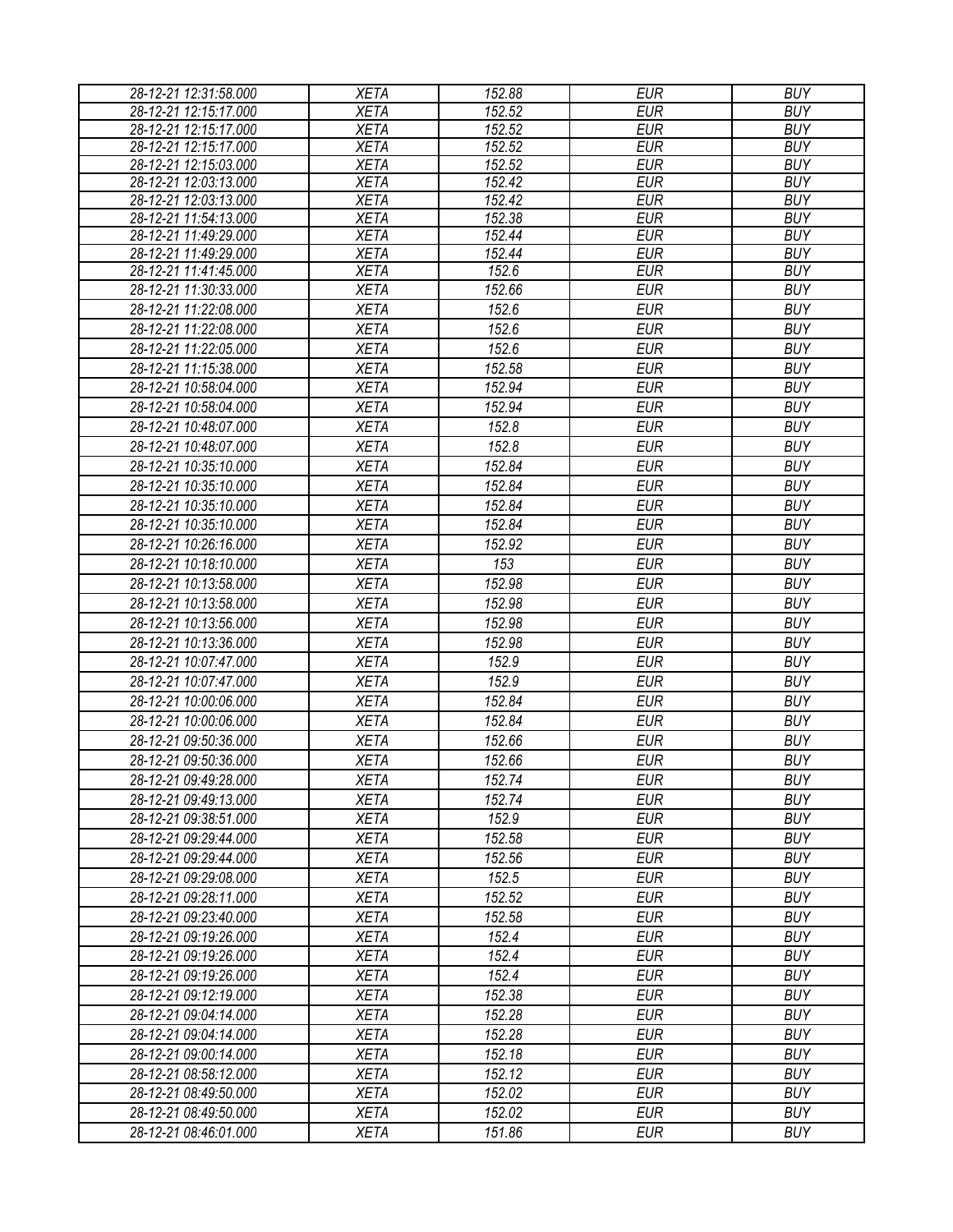| 28-12-21 12:31:58.000 | XETA | 152.88 | EUR | BUY |
|---|---|---|---|---|
| 28-12-21 12:15:17.000 | XETA | 152.52 | EUR | BUY |
| 28-12-21 12:15:17.000 | XETA | 152.52 | EUR | BUY |
| 28-12-21 12:15:17.000 | XETA | 152.52 | EUR | BUY |
| 28-12-21 12:15:03.000 | XETA | 152.52 | EUR | BUY |
| 28-12-21 12:03:13.000 | XETA | 152.42 | EUR | BUY |
| 28-12-21 12:03:13.000 | XETA | 152.42 | EUR | BUY |
| 28-12-21 11:54:13.000 | XETA | 152.38 | EUR | BUY |
| 28-12-21 11:49:29.000 | XETA | 152.44 | EUR | BUY |
| 28-12-21 11:49:29.000 | XETA | 152.44 | EUR | BUY |
| 28-12-21 11:41:45.000 | XETA | 152.6 | EUR | BUY |
| 28-12-21 11:30:33.000 | XETA | 152.66 | EUR | BUY |
| 28-12-21 11:22:08.000 | XETA | 152.6 | EUR | BUY |
| 28-12-21 11:22:08.000 | XETA | 152.6 | EUR | BUY |
| 28-12-21 11:22:05.000 | XETA | 152.6 | EUR | BUY |
| 28-12-21 11:15:38.000 | XETA | 152.58 | EUR | BUY |
| 28-12-21 10:58:04.000 | XETA | 152.94 | EUR | BUY |
| 28-12-21 10:58:04.000 | XETA | 152.94 | EUR | BUY |
| 28-12-21 10:48:07.000 | XETA | 152.8 | EUR | BUY |
| 28-12-21 10:48:07.000 | XETA | 152.8 | EUR | BUY |
| 28-12-21 10:35:10.000 | XETA | 152.84 | EUR | BUY |
| 28-12-21 10:35:10.000 | XETA | 152.84 | EUR | BUY |
| 28-12-21 10:35:10.000 | XETA | 152.84 | EUR | BUY |
| 28-12-21 10:35:10.000 | XETA | 152.84 | EUR | BUY |
| 28-12-21 10:26:16.000 | XETA | 152.92 | EUR | BUY |
| 28-12-21 10:18:10.000 | XETA | 153 | EUR | BUY |
| 28-12-21 10:13:58.000 | XETA | 152.98 | EUR | BUY |
| 28-12-21 10:13:58.000 | XETA | 152.98 | EUR | BUY |
| 28-12-21 10:13:56.000 | XETA | 152.98 | EUR | BUY |
| 28-12-21 10:13:36.000 | XETA | 152.98 | EUR | BUY |
| 28-12-21 10:07:47.000 | XETA | 152.9 | EUR | BUY |
| 28-12-21 10:07:47.000 | XETA | 152.9 | EUR | BUY |
| 28-12-21 10:00:06.000 | XETA | 152.84 | EUR | BUY |
| 28-12-21 10:00:06.000 | XETA | 152.84 | EUR | BUY |
| 28-12-21 09:50:36.000 | XETA | 152.66 | EUR | BUY |
| 28-12-21 09:50:36.000 | XETA | 152.66 | EUR | BUY |
| 28-12-21 09:49:28.000 | XETA | 152.74 | EUR | BUY |
| 28-12-21 09:49:13.000 | XETA | 152.74 | EUR | BUY |
| 28-12-21 09:38:51.000 | XETA | 152.9 | EUR | BUY |
| 28-12-21 09:29:44.000 | XETA | 152.58 | EUR | BUY |
| 28-12-21 09:29:44.000 | XETA | 152.56 | EUR | BUY |
| 28-12-21 09:29:08.000 | XETA | 152.5 | EUR | BUY |
| 28-12-21 09:28:11.000 | XETA | 152.52 | EUR | BUY |
| 28-12-21 09:23:40.000 | XETA | 152.58 | EUR | BUY |
| 28-12-21 09:19:26.000 | XETA | 152.4 | EUR | BUY |
| 28-12-21 09:19:26.000 | XETA | 152.4 | EUR | BUY |
| 28-12-21 09:19:26.000 | XETA | 152.4 | EUR | BUY |
| 28-12-21 09:12:19.000 | XETA | 152.38 | EUR | BUY |
| 28-12-21 09:04:14.000 | XETA | 152.28 | EUR | BUY |
| 28-12-21 09:04:14.000 | XETA | 152.28 | EUR | BUY |
| 28-12-21 09:00:14.000 | XETA | 152.18 | EUR | BUY |
| 28-12-21 08:58:12.000 | XETA | 152.12 | EUR | BUY |
| 28-12-21 08:49:50.000 | XETA | 152.02 | EUR | BUY |
| 28-12-21 08:49:50.000 | XETA | 152.02 | EUR | BUY |
| 28-12-21 08:46:01.000 | XETA | 151.86 | EUR | BUY |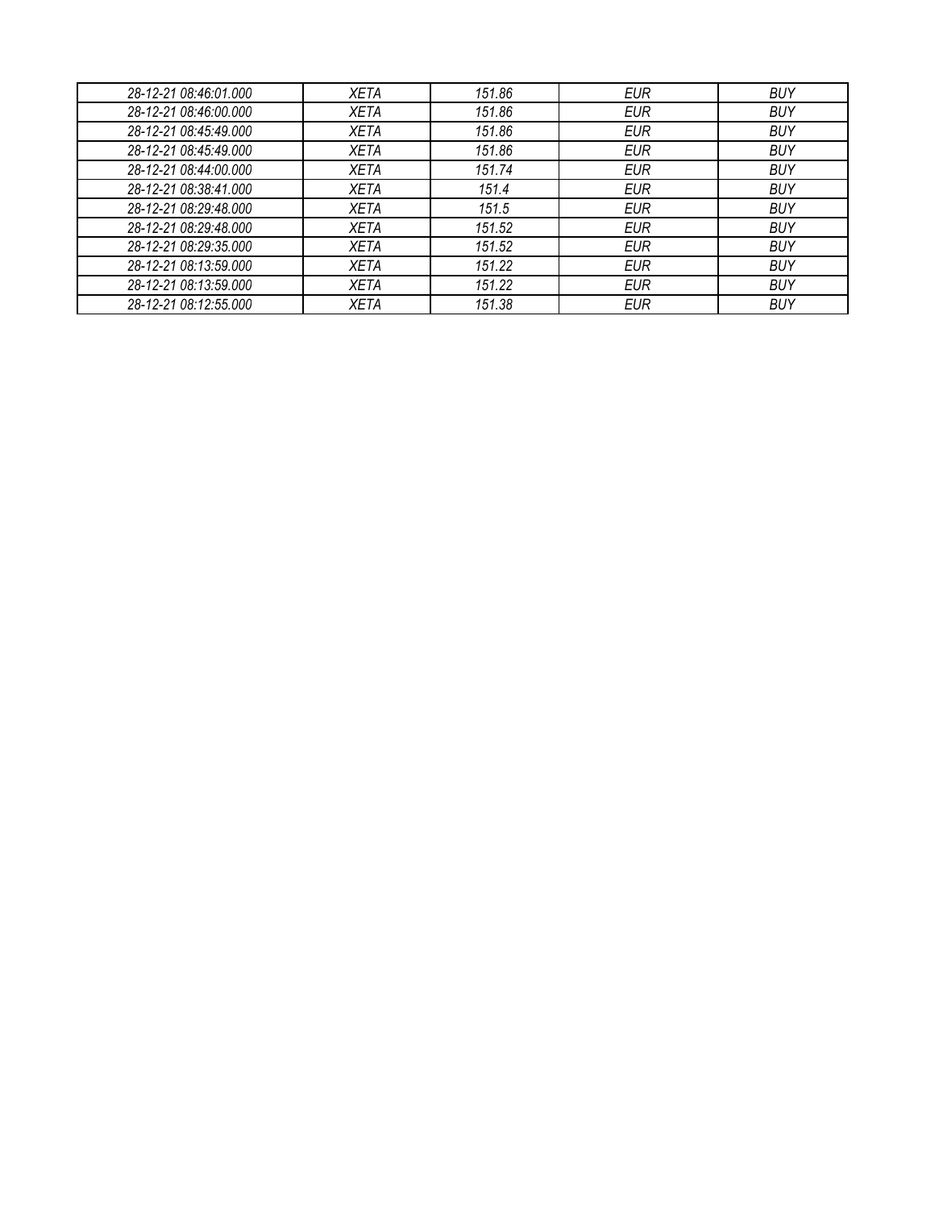| | | | | |
|---|---|---|---|---|
| *28-12-21 08:46:01.000* | *XETA* | *151.86* | *EUR* | *BUY* |
| *28-12-21 08:46:00.000* | *XETA* | *151.86* | *EUR* | *BUY* |
| *28-12-21 08:45:49.000* | *XETA* | *151.86* | *EUR* | *BUY* |
| *28-12-21 08:45:49.000* | *XETA* | *151.86* | *EUR* | *BUY* |
| *28-12-21 08:44:00.000* | *XETA* | *151.74* | *EUR* | *BUY* |
| *28-12-21 08:38:41.000* | *XETA* | *151.4* | *EUR* | *BUY* |
| *28-12-21 08:29:48.000* | *XETA* | *151.5* | *EUR* | *BUY* |
| *28-12-21 08:29:48.000* | *XETA* | *151.52* | *EUR* | *BUY* |
| *28-12-21 08:29:35.000* | *XETA* | *151.52* | *EUR* | *BUY* |
| *28-12-21 08:13:59.000* | *XETA* | *151.22* | *EUR* | *BUY* |
| *28-12-21 08:13:59.000* | *XETA* | *151.22* | *EUR* | *BUY* |
| *28-12-21 08:12:55.000* | *XETA* | *151.38* | *EUR* | *BUY* |